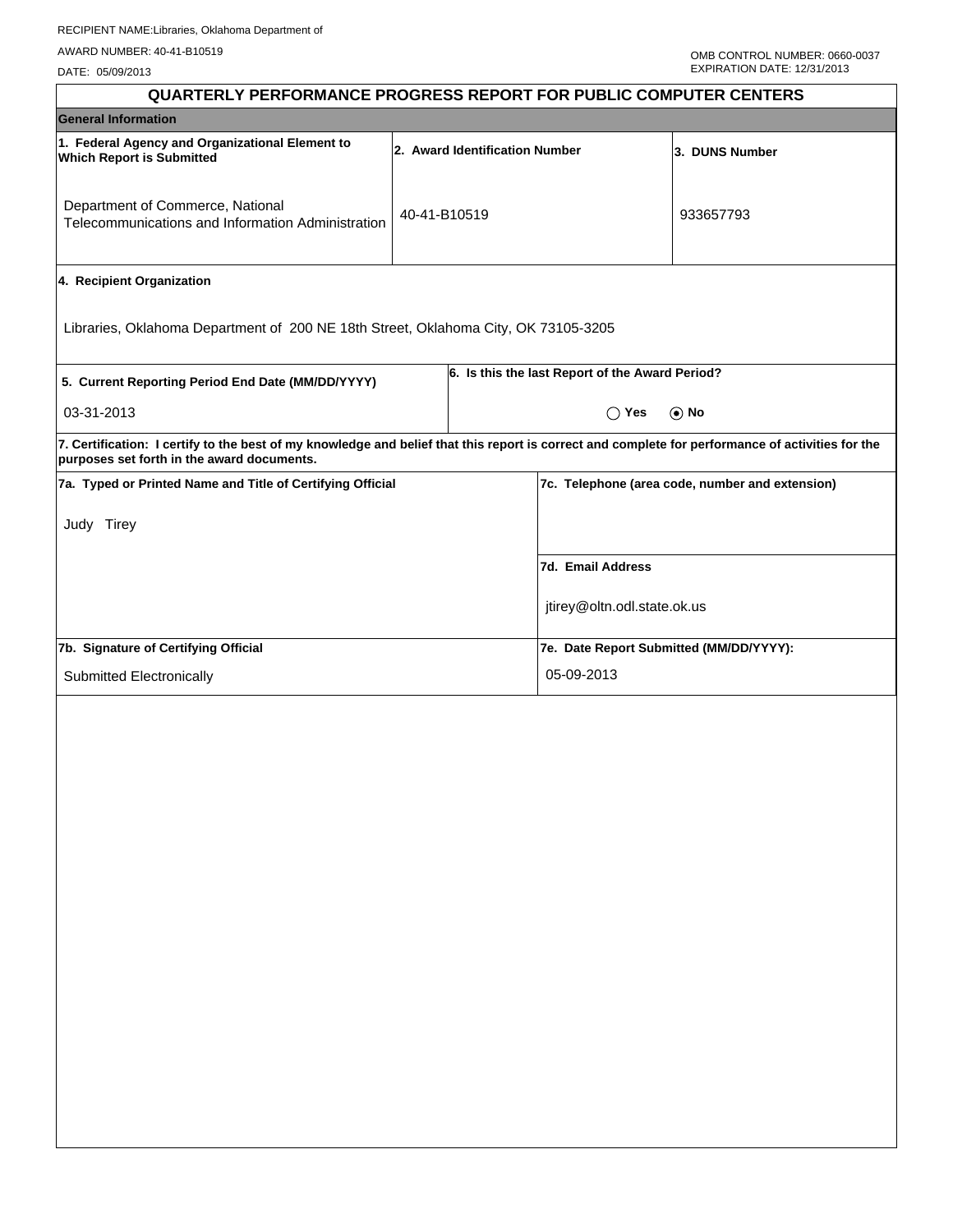RECIPIENT NAME:Libraries, Oklahoma Department of

AWARD NUMBER: 40-41-B10519

DATE: 05/09/2013

OMB CONTROL NUMBER: 0660-0037
EXPIRATION DATE: 12/31/2013

# QUARTERLY PERFORMANCE PROGRESS REPORT FOR PUBLIC COMPUTER CENTERS

## General Information

| 1. Federal Agency and Organizational Element to Which Report is Submitted | 2. Award Identification Number | 3. DUNS Number |
|---|---|---|
| Department of Commerce, National Telecommunications and Information Administration | 40-41-B10519 | 933657793 |

**4. Recipient Organization**

Libraries, Oklahoma Department of 200 NE 18th Street, Oklahoma City, OK 73105-3205

| 5. Current Reporting Period End Date (MM/DD/YYYY) | 6. Is this the last Report of the Award Period? |
|---|---|
| 03-31-2013 | ◯ Yes ◉ No |

**7. Certification: I certify to the best of my knowledge and belief that this report is correct and complete for performance of activities for the purposes set forth in the award documents.**

| 7a. Typed or Printed Name and Title of Certifying Official | 7c. Telephone (area code, number and extension) |
|---|---|
| Judy Tirey | |
| | **7d. Email Address** |
| | jtirey@oltn.odl.state.ok.us |
| **7b. Signature of Certifying Official** | **7e. Date Report Submitted (MM/DD/YYYY):** |
| Submitted Electronically | 05-09-2013 |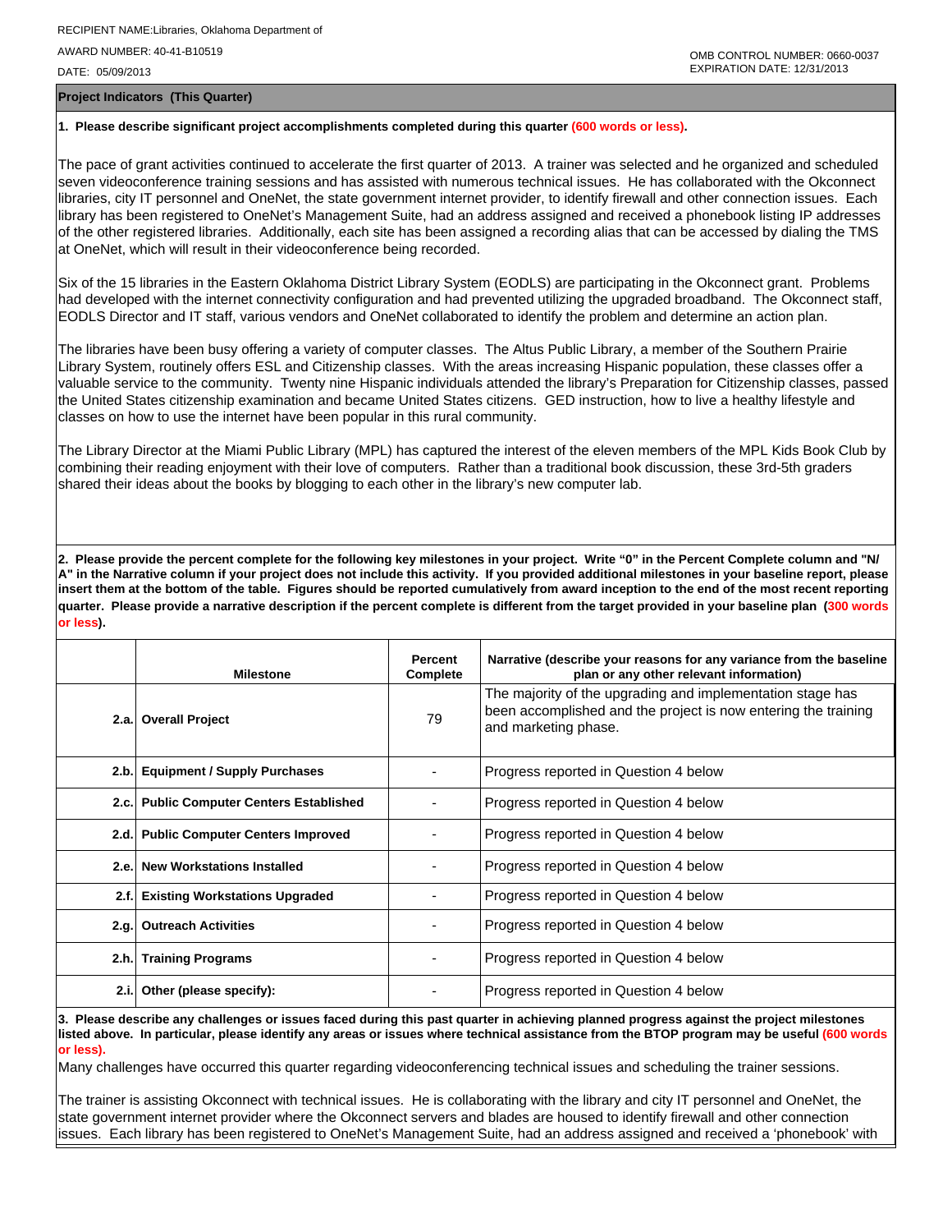RECIPIENT NAME:Libraries, Oklahoma Department of

AWARD NUMBER: 40-41-B10519

DATE: 05/09/2013

OMB CONTROL NUMBER: 0660-0037
EXPIRATION DATE: 12/31/2013

**Project Indicators (This Quarter)**

**1. Please describe significant project accomplishments completed during this quarter (600 words or less).**

The pace of grant activities continued to accelerate the first quarter of 2013. A trainer was selected and he organized and scheduled seven videoconference training sessions and has assisted with numerous technical issues. He has collaborated with the Okconnect libraries, city IT personnel and OneNet, the state government internet provider, to identify firewall and other connection issues. Each library has been registered to OneNet's Management Suite, had an address assigned and received a phonebook listing IP addresses of the other registered libraries. Additionally, each site has been assigned a recording alias that can be accessed by dialing the TMS at OneNet, which will result in their videoconference being recorded.

Six of the 15 libraries in the Eastern Oklahoma District Library System (EODLS) are participating in the Okconnect grant. Problems had developed with the internet connectivity configuration and had prevented utilizing the upgraded broadband. The Okconnect staff, EODLS Director and IT staff, various vendors and OneNet collaborated to identify the problem and determine an action plan.

The libraries have been busy offering a variety of computer classes. The Altus Public Library, a member of the Southern Prairie Library System, routinely offers ESL and Citizenship classes. With the areas increasing Hispanic population, these classes offer a valuable service to the community. Twenty nine Hispanic individuals attended the library's Preparation for Citizenship classes, passed the United States citizenship examination and became United States citizens. GED instruction, how to live a healthy lifestyle and classes on how to use the internet have been popular in this rural community.

The Library Director at the Miami Public Library (MPL) has captured the interest of the eleven members of the MPL Kids Book Club by combining their reading enjoyment with their love of computers. Rather than a traditional book discussion, these 3rd-5th graders shared their ideas about the books by blogging to each other in the library's new computer lab.

**2. Please provide the percent complete for the following key milestones in your project. Write "0" in the Percent Complete column and "N/A" in the Narrative column if your project does not include this activity. If you provided additional milestones in your baseline report, please insert them at the bottom of the table. Figures should be reported cumulatively from award inception to the end of the most recent reporting quarter. Please provide a narrative description if the percent complete is different from the target provided in your baseline plan (300 words or less).**

| | Milestone | Percent Complete | Narrative (describe your reasons for any variance from the baseline plan or any other relevant information) |
|---|---|---|---|
| 2.a. | **Overall Project** | 79 | The majority of the upgrading and implementation stage has been accomplished and the project is now entering the training and marketing phase. |
| 2.b. | **Equipment / Supply Purchases** | - | Progress reported in Question 4 below |
| 2.c. | **Public Computer Centers Established** | - | Progress reported in Question 4 below |
| 2.d. | **Public Computer Centers Improved** | - | Progress reported in Question 4 below |
| 2.e. | **New Workstations Installed** | - | Progress reported in Question 4 below |
| 2.f. | **Existing Workstations Upgraded** | - | Progress reported in Question 4 below |
| 2.g. | **Outreach Activities** | - | Progress reported in Question 4 below |
| 2.h. | **Training Programs** | - | Progress reported in Question 4 below |
| 2.i. | **Other (please specify):** | - | Progress reported in Question 4 below |

**3. Please describe any challenges or issues faced during this past quarter in achieving planned progress against the project milestones listed above. In particular, please identify any areas or issues where technical assistance from the BTOP program may be useful (600 words or less).**

Many challenges have occurred this quarter regarding videoconferencing technical issues and scheduling the trainer sessions.

The trainer is assisting Okconnect with technical issues. He is collaborating with the library and city IT personnel and OneNet, the state government internet provider where the Okconnect servers and blades are housed to identify firewall and other connection issues. Each library has been registered to OneNet's Management Suite, had an address assigned and received a 'phonebook' with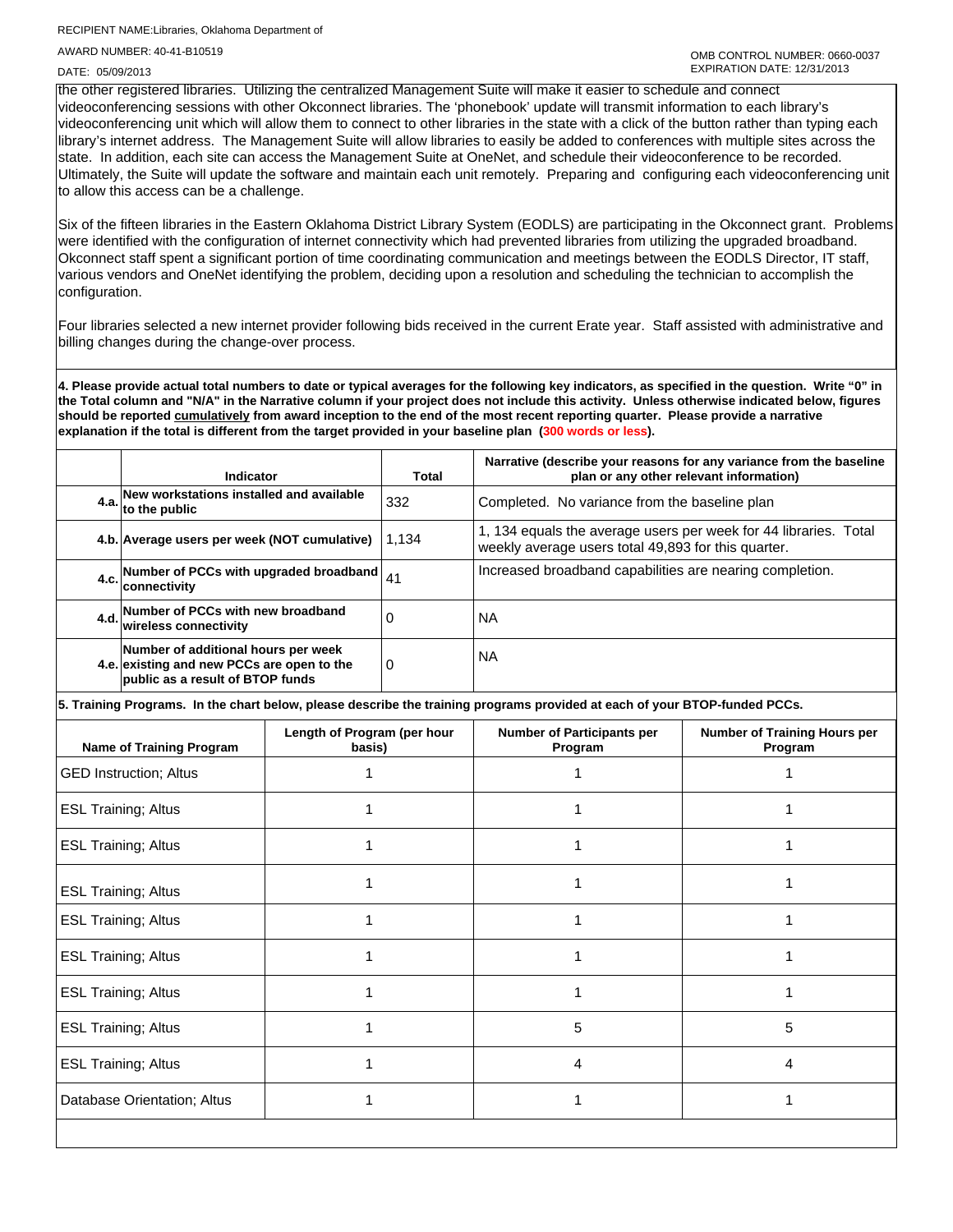the other registered libraries. Utilizing the centralized Management Suite will make it easier to schedule and connect videoconferencing sessions with other Okconnect libraries. The 'phonebook' update will transmit information to each library's videoconferencing unit which will allow them to connect to other libraries in the state with a click of the button rather than typing each library's internet address. The Management Suite will allow libraries to easily be added to conferences with multiple sites across the state. In addition, each site can access the Management Suite at OneNet, and schedule their videoconference to be recorded. Ultimately, the Suite will update the software and maintain each unit remotely. Preparing and configuring each videoconferencing unit to allow this access can be a challenge.

Six of the fifteen libraries in the Eastern Oklahoma District Library System (EODLS) are participating in the Okconnect grant. Problems were identified with the configuration of internet connectivity which had prevented libraries from utilizing the upgraded broadband. Okconnect staff spent a significant portion of time coordinating communication and meetings between the EODLS Director, IT staff, various vendors and OneNet identifying the problem, deciding upon a resolution and scheduling the technician to accomplish the configuration.

Four libraries selected a new internet provider following bids received in the current Erate year. Staff assisted with administrative and billing changes during the change-over process.

**4. Please provide actual total numbers to date or typical averages for the following key indicators, as specified in the question. Write "0" in the Total column and "N/A" in the Narrative column if your project does not include this activity. Unless otherwise indicated below, figures should be reported cumulatively from award inception to the end of the most recent reporting quarter. Please provide a narrative explanation if the total is different from the target provided in your baseline plan (300 words or less).**

| | Indicator | Total | Narrative (describe your reasons for any variance from the baseline plan or any other relevant information) |
|---|---|---|---|
| 4.a. | New workstations installed and available to the public | 332 | Completed. No variance from the baseline plan |
| 4.b. | Average users per week (NOT cumulative) | 1,134 | 1, 134 equals the average users per week for 44 libraries. Total weekly average users total 49,893 for this quarter. |
| 4.c. | Number of PCCs with upgraded broadband connectivity | 41 | Increased broadband capabilities are nearing completion. |
| 4.d. | Number of PCCs with new broadband wireless connectivity | 0 | NA |
| 4.e. | Number of additional hours per week existing and new PCCs are open to the public as a result of BTOP funds | 0 | NA |

**5. Training Programs. In the chart below, please describe the training programs provided at each of your BTOP-funded PCCs.**

| Name of Training Program | Length of Program (per hour basis) | Number of Participants per Program | Number of Training Hours per Program |
|---|---|---|---|
| GED Instruction; Altus | 1 | 1 | 1 |
| ESL Training; Altus | 1 | 1 | 1 |
| ESL Training; Altus | 1 | 1 | 1 |
| ESL Training; Altus | 1 | 1 | 1 |
| ESL Training; Altus | 1 | 1 | 1 |
| ESL Training; Altus | 1 | 1 | 1 |
| ESL Training; Altus | 1 | 1 | 1 |
| ESL Training; Altus | 1 | 5 | 5 |
| ESL Training; Altus | 1 | 4 | 4 |
| Database Orientation; Altus | 1 | 1 | 1 |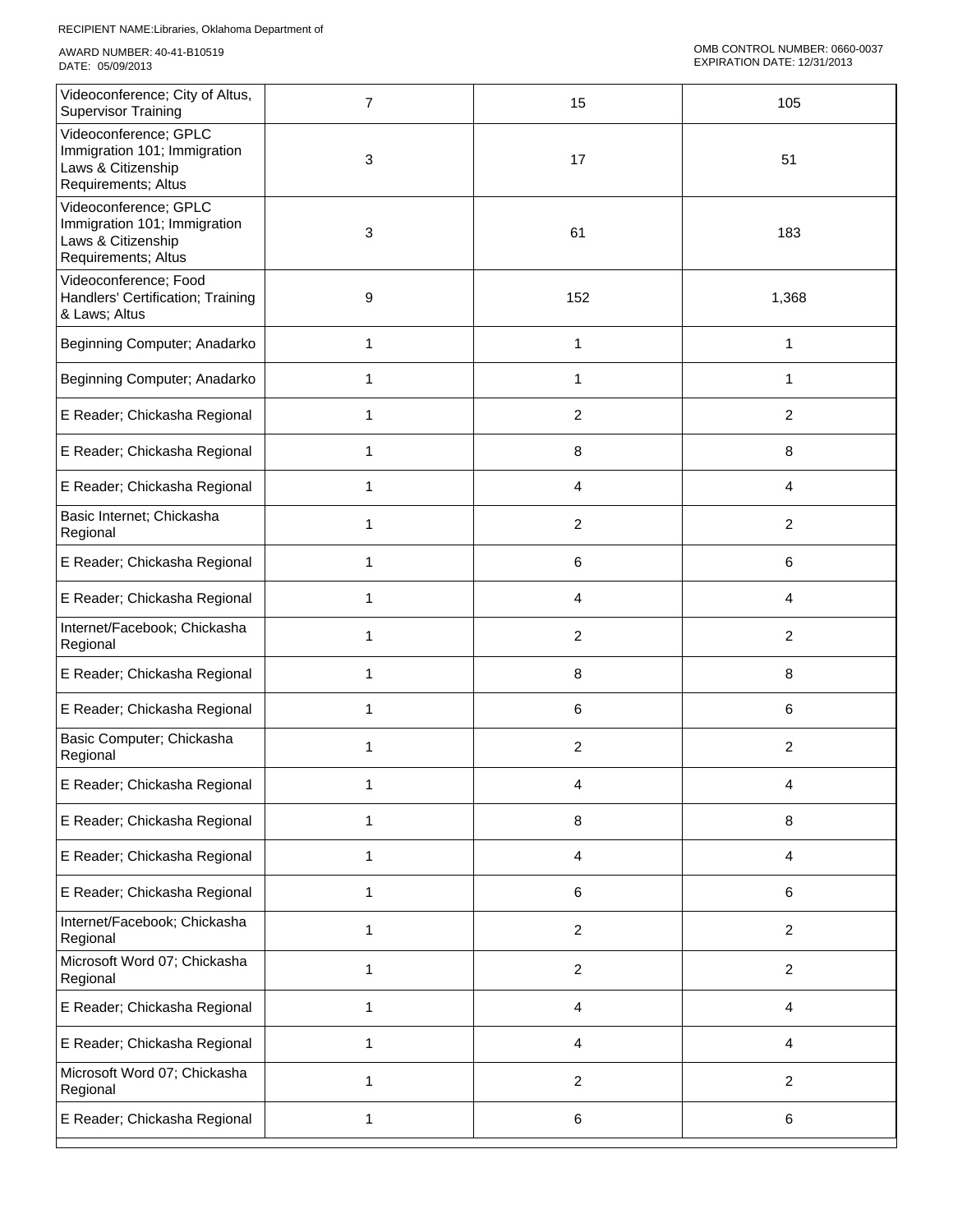RECIPIENT NAME:Libraries, Oklahoma Department of

AWARD NUMBER: 40-41-B10519
DATE: 05/09/2013

OMB CONTROL NUMBER: 0660-0037
EXPIRATION DATE: 12/31/2013

| | | | |
|---|---|---|---|
| Videoconference; City of Altus, Supervisor Training | 7 | 15 | 105 |
| Videoconference; GPLC Immigration 101; Immigration Laws & Citizenship Requirements; Altus | 3 | 17 | 51 |
| Videoconference; GPLC Immigration 101; Immigration Laws & Citizenship Requirements; Altus | 3 | 61 | 183 |
| Videoconference; Food Handlers' Certification; Training & Laws; Altus | 9 | 152 | 1,368 |
| Beginning Computer; Anadarko | 1 | 1 | 1 |
| Beginning Computer; Anadarko | 1 | 1 | 1 |
| E Reader; Chickasha Regional | 1 | 2 | 2 |
| E Reader; Chickasha Regional | 1 | 8 | 8 |
| E Reader; Chickasha Regional | 1 | 4 | 4 |
| Basic Internet; Chickasha Regional | 1 | 2 | 2 |
| E Reader; Chickasha Regional | 1 | 6 | 6 |
| E Reader; Chickasha Regional | 1 | 4 | 4 |
| Internet/Facebook; Chickasha Regional | 1 | 2 | 2 |
| E Reader; Chickasha Regional | 1 | 8 | 8 |
| E Reader; Chickasha Regional | 1 | 6 | 6 |
| Basic Computer; Chickasha Regional | 1 | 2 | 2 |
| E Reader; Chickasha Regional | 1 | 4 | 4 |
| E Reader; Chickasha Regional | 1 | 8 | 8 |
| E Reader; Chickasha Regional | 1 | 4 | 4 |
| E Reader; Chickasha Regional | 1 | 6 | 6 |
| Internet/Facebook; Chickasha Regional | 1 | 2 | 2 |
| Microsoft Word 07; Chickasha Regional | 1 | 2 | 2 |
| E Reader; Chickasha Regional | 1 | 4 | 4 |
| E Reader; Chickasha Regional | 1 | 4 | 4 |
| Microsoft Word 07; Chickasha Regional | 1 | 2 | 2 |
| E Reader; Chickasha Regional | 1 | 6 | 6 |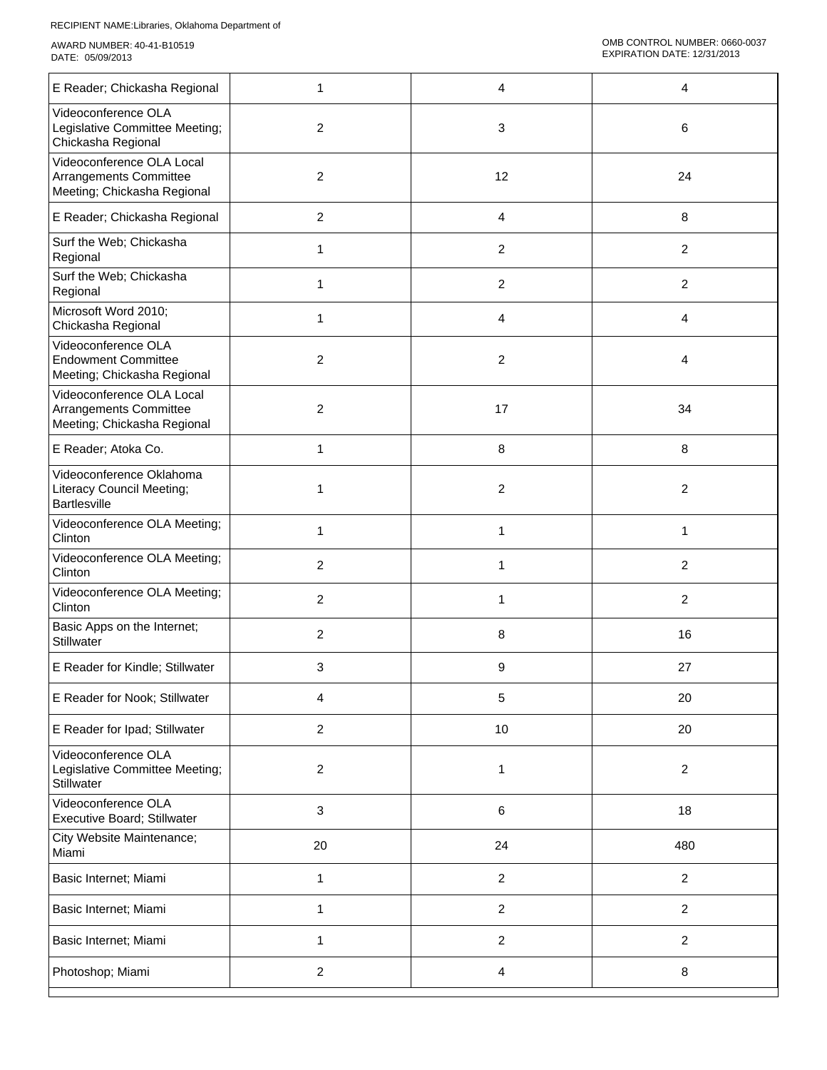RECIPIENT NAME:Libraries, Oklahoma Department of

AWARD NUMBER: 40-41-B10519
DATE: 05/09/2013

OMB CONTROL NUMBER: 0660-0037
EXPIRATION DATE: 12/31/2013

| | | | |
|---|---|---|---|
| E Reader; Chickasha Regional | 1 | 4 | 4 |
| Videoconference OLA Legislative Committee Meeting; Chickasha Regional | 2 | 3 | 6 |
| Videoconference OLA Local Arrangements Committee Meeting; Chickasha Regional | 2 | 12 | 24 |
| E Reader; Chickasha Regional | 2 | 4 | 8 |
| Surf the Web; Chickasha Regional | 1 | 2 | 2 |
| Surf the Web; Chickasha Regional | 1 | 2 | 2 |
| Microsoft Word 2010; Chickasha Regional | 1 | 4 | 4 |
| Videoconference OLA Endowment Committee Meeting; Chickasha Regional | 2 | 2 | 4 |
| Videoconference OLA Local Arrangements Committee Meeting; Chickasha Regional | 2 | 17 | 34 |
| E Reader; Atoka Co. | 1 | 8 | 8 |
| Videoconference Oklahoma Literacy Council Meeting; Bartlesville | 1 | 2 | 2 |
| Videoconference OLA Meeting; Clinton | 1 | 1 | 1 |
| Videoconference OLA Meeting; Clinton | 2 | 1 | 2 |
| Videoconference OLA Meeting; Clinton | 2 | 1 | 2 |
| Basic Apps on the Internet; Stillwater | 2 | 8 | 16 |
| E Reader for Kindle; Stillwater | 3 | 9 | 27 |
| E Reader for Nook; Stillwater | 4 | 5 | 20 |
| E Reader for Ipad; Stillwater | 2 | 10 | 20 |
| Videoconference OLA Legislative Committee Meeting; Stillwater | 2 | 1 | 2 |
| Videoconference OLA Executive Board; Stillwater | 3 | 6 | 18 |
| City Website Maintenance; Miami | 20 | 24 | 480 |
| Basic Internet; Miami | 1 | 2 | 2 |
| Basic Internet; Miami | 1 | 2 | 2 |
| Basic Internet; Miami | 1 | 2 | 2 |
| Photoshop; Miami | 2 | 4 | 8 |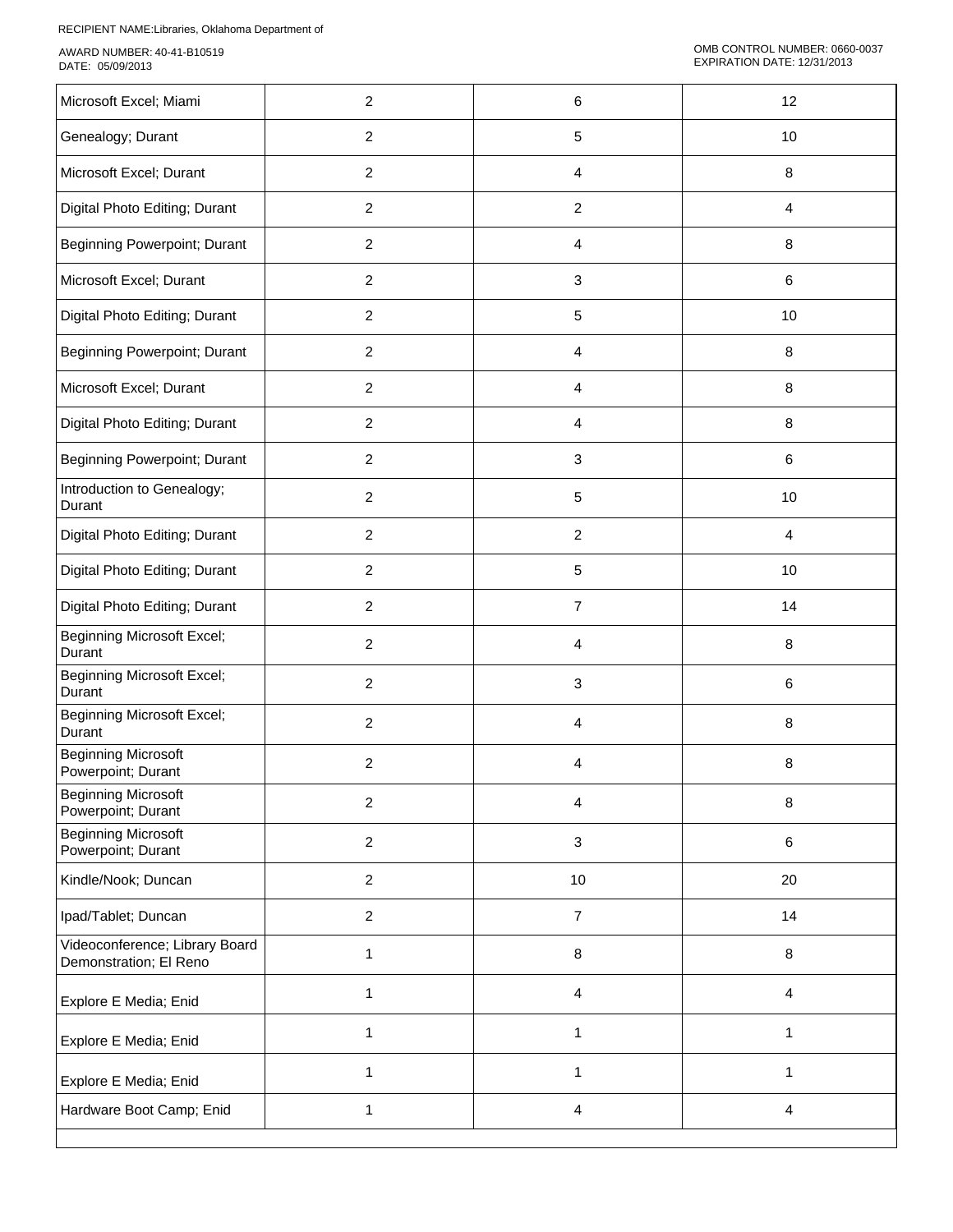| Microsoft Excel; Miami | 2 | 6 | 12 |
|---|---|---|---|
| Genealogy; Durant | 2 | 5 | 10 |
| Microsoft Excel; Durant | 2 | 4 | 8 |
| Digital Photo Editing; Durant | 2 | 2 | 4 |
| Beginning Powerpoint; Durant | 2 | 4 | 8 |
| Microsoft Excel; Durant | 2 | 3 | 6 |
| Digital Photo Editing; Durant | 2 | 5 | 10 |
| Beginning Powerpoint; Durant | 2 | 4 | 8 |
| Microsoft Excel; Durant | 2 | 4 | 8 |
| Digital Photo Editing; Durant | 2 | 4 | 8 |
| Beginning Powerpoint; Durant | 2 | 3 | 6 |
| Introduction to Genealogy; Durant | 2 | 5 | 10 |
| Digital Photo Editing; Durant | 2 | 2 | 4 |
| Digital Photo Editing; Durant | 2 | 5 | 10 |
| Digital Photo Editing; Durant | 2 | 7 | 14 |
| Beginning Microsoft Excel; Durant | 2 | 4 | 8 |
| Beginning Microsoft Excel; Durant | 2 | 3 | 6 |
| Beginning Microsoft Excel; Durant | 2 | 4 | 8 |
| Beginning Microsoft Powerpoint; Durant | 2 | 4 | 8 |
| Beginning Microsoft Powerpoint; Durant | 2 | 4 | 8 |
| Beginning Microsoft Powerpoint; Durant | 2 | 3 | 6 |
| Kindle/Nook; Duncan | 2 | 10 | 20 |
| Ipad/Tablet; Duncan | 2 | 7 | 14 |
| Videoconference; Library Board Demonstration; El Reno | 1 | 8 | 8 |
| Explore E Media; Enid | 1 | 4 | 4 |
| Explore E Media; Enid | 1 | 1 | 1 |
| Explore E Media; Enid | 1 | 1 | 1 |
| Hardware Boot Camp; Enid | 1 | 4 | 4 |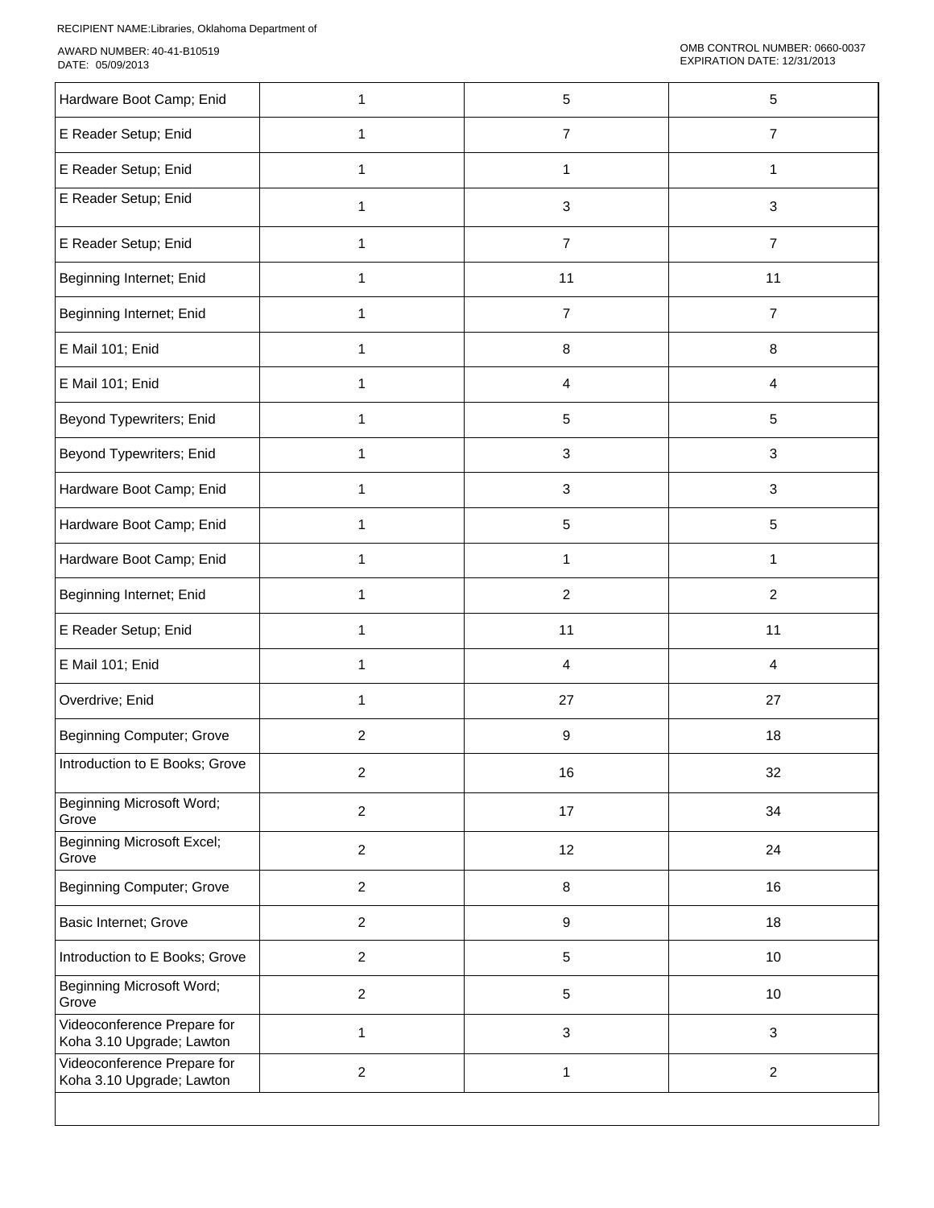RECIPIENT NAME:Libraries, Oklahoma Department of

AWARD NUMBER: 40-41-B10519
DATE: 05/09/2013

OMB CONTROL NUMBER: 0660-0037
EXPIRATION DATE: 12/31/2013

| | | | |
|---|---|---|---|
| Hardware Boot Camp; Enid | 1 | 5 | 5 |
| E Reader Setup; Enid | 1 | 7 | 7 |
| E Reader Setup; Enid | 1 | 1 | 1 |
| E Reader Setup; Enid | 1 | 3 | 3 |
| E Reader Setup; Enid | 1 | 7 | 7 |
| Beginning Internet; Enid | 1 | 11 | 11 |
| Beginning Internet; Enid | 1 | 7 | 7 |
| E Mail 101; Enid | 1 | 8 | 8 |
| E Mail 101; Enid | 1 | 4 | 4 |
| Beyond Typewriters; Enid | 1 | 5 | 5 |
| Beyond Typewriters; Enid | 1 | 3 | 3 |
| Hardware Boot Camp; Enid | 1 | 3 | 3 |
| Hardware Boot Camp; Enid | 1 | 5 | 5 |
| Hardware Boot Camp; Enid | 1 | 1 | 1 |
| Beginning Internet; Enid | 1 | 2 | 2 |
| E Reader Setup; Enid | 1 | 11 | 11 |
| E Mail 101; Enid | 1 | 4 | 4 |
| Overdrive; Enid | 1 | 27 | 27 |
| Beginning Computer; Grove | 2 | 9 | 18 |
| Introduction to E Books; Grove | 2 | 16 | 32 |
| Beginning Microsoft Word; Grove | 2 | 17 | 34 |
| Beginning Microsoft Excel; Grove | 2 | 12 | 24 |
| Beginning Computer; Grove | 2 | 8 | 16 |
| Basic Internet; Grove | 2 | 9 | 18 |
| Introduction to E Books; Grove | 2 | 5 | 10 |
| Beginning Microsoft Word; Grove | 2 | 5 | 10 |
| Videoconference Prepare for Koha 3.10 Upgrade; Lawton | 1 | 3 | 3 |
| Videoconference Prepare for Koha 3.10 Upgrade; Lawton | 2 | 1 | 2 |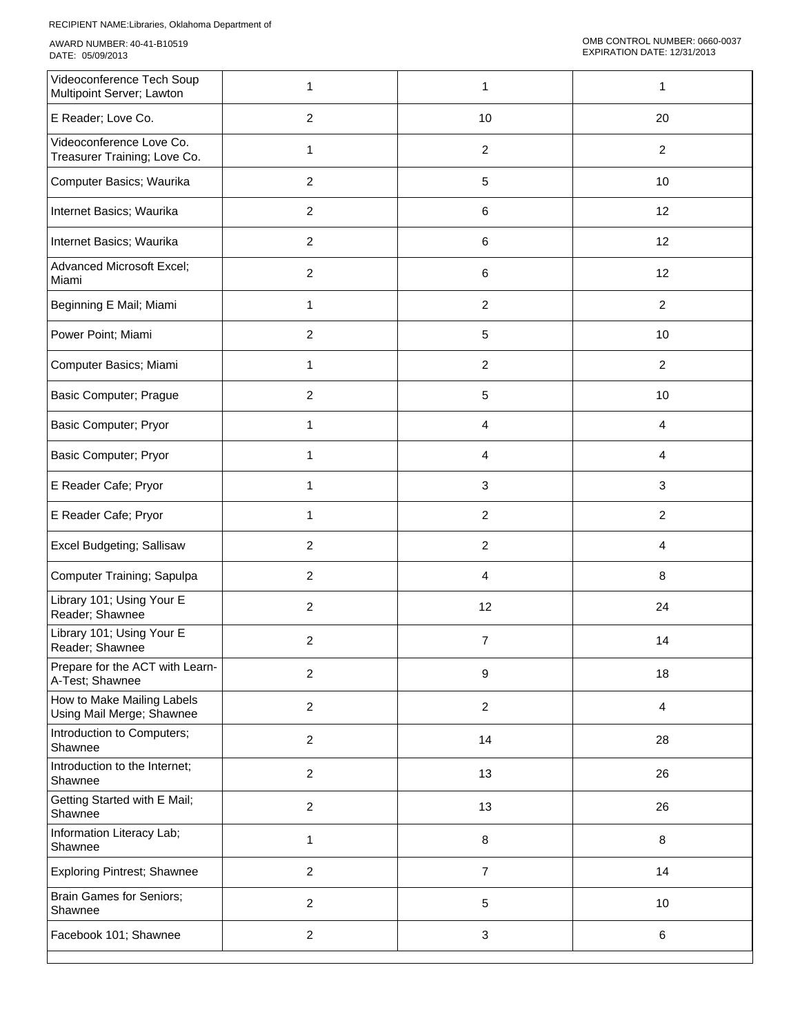RECIPIENT NAME:Libraries, Oklahoma Department of

AWARD NUMBER: 40-41-B10519
DATE: 05/09/2013

OMB CONTROL NUMBER: 0660-0037
EXPIRATION DATE: 12/31/2013

| | | | |
|---|---|---|---|
| Videoconference Tech Soup Multipoint Server; Lawton | 1 | 1 | 1 |
| E Reader; Love Co. | 2 | 10 | 20 |
| Videoconference Love Co. Treasurer Training; Love Co. | 1 | 2 | 2 |
| Computer Basics; Waurika | 2 | 5 | 10 |
| Internet Basics; Waurika | 2 | 6 | 12 |
| Internet Basics; Waurika | 2 | 6 | 12 |
| Advanced Microsoft Excel; Miami | 2 | 6 | 12 |
| Beginning E Mail; Miami | 1 | 2 | 2 |
| Power Point; Miami | 2 | 5 | 10 |
| Computer Basics; Miami | 1 | 2 | 2 |
| Basic Computer; Prague | 2 | 5 | 10 |
| Basic Computer; Pryor | 1 | 4 | 4 |
| Basic Computer; Pryor | 1 | 4 | 4 |
| E Reader Cafe; Pryor | 1 | 3 | 3 |
| E Reader Cafe; Pryor | 1 | 2 | 2 |
| Excel Budgeting; Sallisaw | 2 | 2 | 4 |
| Computer Training; Sapulpa | 2 | 4 | 8 |
| Library 101; Using Your E Reader; Shawnee | 2 | 12 | 24 |
| Library 101; Using Your E Reader; Shawnee | 2 | 7 | 14 |
| Prepare for the ACT with Learn-A-Test; Shawnee | 2 | 9 | 18 |
| How to Make Mailing Labels Using Mail Merge; Shawnee | 2 | 2 | 4 |
| Introduction to Computers; Shawnee | 2 | 14 | 28 |
| Introduction to the Internet; Shawnee | 2 | 13 | 26 |
| Getting Started with E Mail; Shawnee | 2 | 13 | 26 |
| Information Literacy Lab; Shawnee | 1 | 8 | 8 |
| Exploring Pintrest; Shawnee | 2 | 7 | 14 |
| Brain Games for Seniors; Shawnee | 2 | 5 | 10 |
| Facebook 101; Shawnee | 2 | 3 | 6 |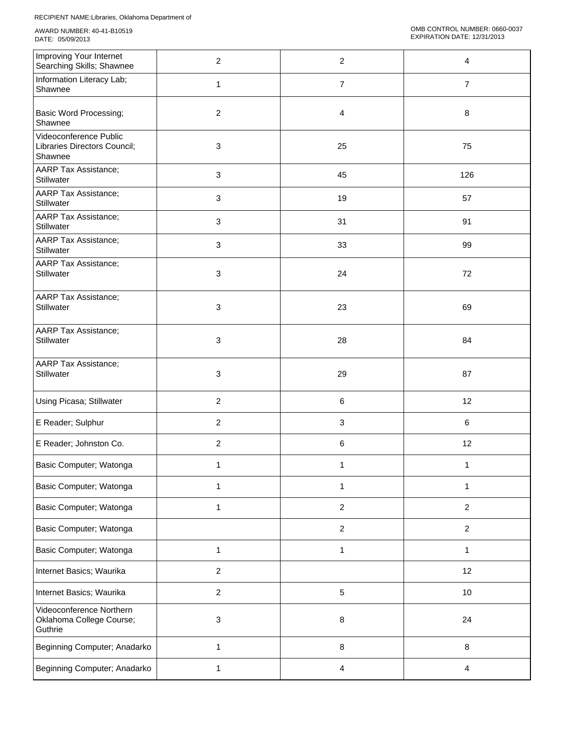RECIPIENT NAME:Libraries, Oklahoma Department of

AWARD NUMBER: 40-41-B10519
DATE: 05/09/2013

OMB CONTROL NUMBER: 0660-0037
EXPIRATION DATE: 12/31/2013

| | | | |
|---|---|---|---|
| Improving Your Internet Searching Skills; Shawnee | 2 | 2 | 4 |
| Information Literacy Lab; Shawnee | 1 | 7 | 7 |
| Basic Word Processing; Shawnee | 2 | 4 | 8 |
| Videoconference Public Libraries Directors Council; Shawnee | 3 | 25 | 75 |
| AARP Tax Assistance; Stillwater | 3 | 45 | 126 |
| AARP Tax Assistance; Stillwater | 3 | 19 | 57 |
| AARP Tax Assistance; Stillwater | 3 | 31 | 91 |
| AARP Tax Assistance; Stillwater | 3 | 33 | 99 |
| AARP Tax Assistance; Stillwater | 3 | 24 | 72 |
| AARP Tax Assistance; Stillwater | 3 | 23 | 69 |
| AARP Tax Assistance; Stillwater | 3 | 28 | 84 |
| AARP Tax Assistance; Stillwater | 3 | 29 | 87 |
| Using Picasa; Stillwater | 2 | 6 | 12 |
| E Reader; Sulphur | 2 | 3 | 6 |
| E Reader; Johnston Co. | 2 | 6 | 12 |
| Basic Computer; Watonga | 1 | 1 | 1 |
| Basic Computer; Watonga | 1 | 1 | 1 |
| Basic Computer; Watonga | 1 | 2 | 2 |
| Basic Computer; Watonga | | 2 | 2 |
| Basic Computer; Watonga | 1 | 1 | 1 |
| Internet Basics; Waurika | 2 | | 12 |
| Internet Basics; Waurika | 2 | 5 | 10 |
| Videoconference Northern Oklahoma College Course; Guthrie | 3 | 8 | 24 |
| Beginning Computer; Anadarko | 1 | 8 | 8 |
| Beginning Computer; Anadarko | 1 | 4 | 4 |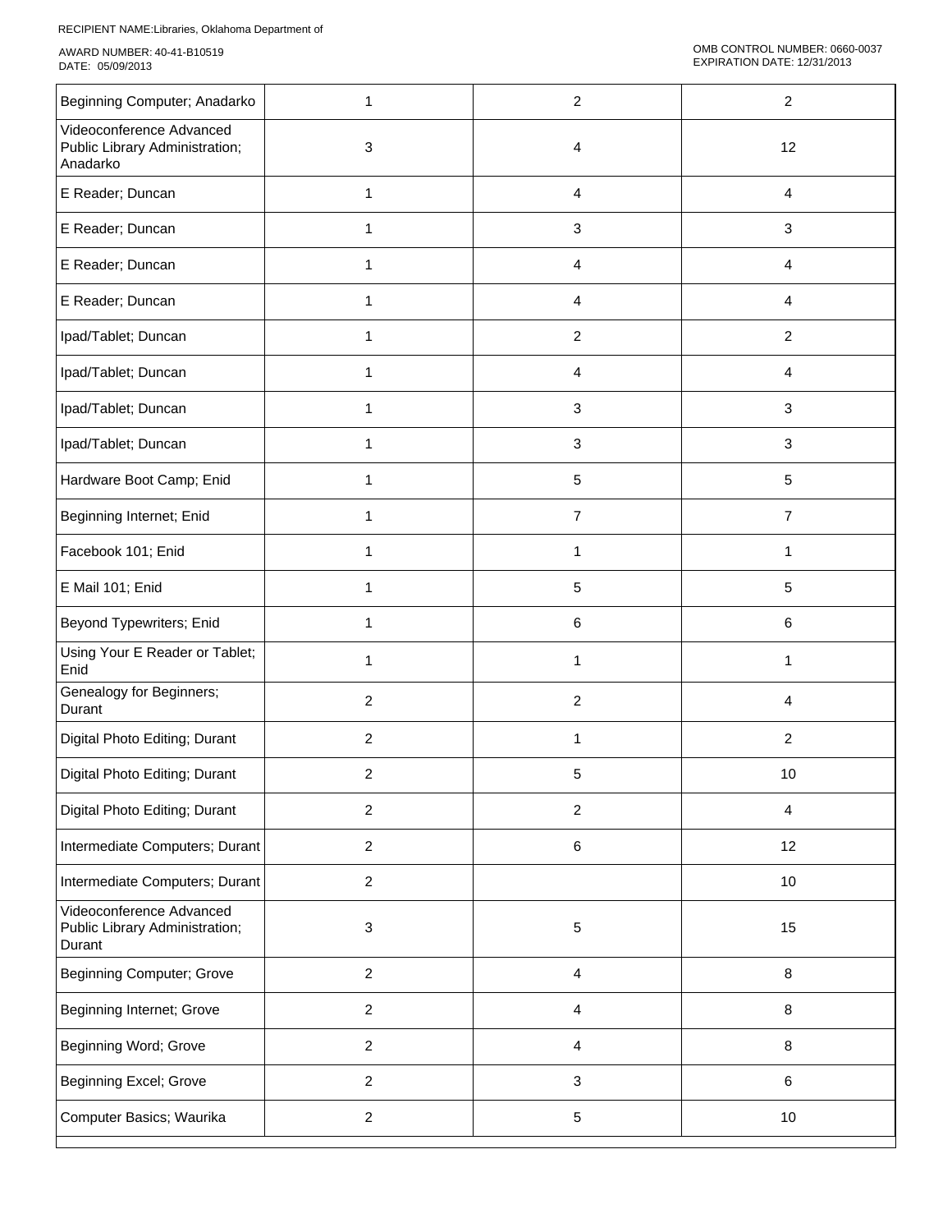RECIPIENT NAME:Libraries, Oklahoma Department of

AWARD NUMBER: 40-41-B10519
DATE: 05/09/2013

OMB CONTROL NUMBER: 0660-0037
EXPIRATION DATE: 12/31/2013

| | | | |
|---|---|---|---|
| Beginning Computer; Anadarko | 1 | 2 | 2 |
| Videoconference Advanced Public Library Administration; Anadarko | 3 | 4 | 12 |
| E Reader; Duncan | 1 | 4 | 4 |
| E Reader; Duncan | 1 | 3 | 3 |
| E Reader; Duncan | 1 | 4 | 4 |
| E Reader; Duncan | 1 | 4 | 4 |
| Ipad/Tablet; Duncan | 1 | 2 | 2 |
| Ipad/Tablet; Duncan | 1 | 4 | 4 |
| Ipad/Tablet; Duncan | 1 | 3 | 3 |
| Ipad/Tablet; Duncan | 1 | 3 | 3 |
| Hardware Boot Camp; Enid | 1 | 5 | 5 |
| Beginning Internet; Enid | 1 | 7 | 7 |
| Facebook 101; Enid | 1 | 1 | 1 |
| E Mail 101; Enid | 1 | 5 | 5 |
| Beyond Typewriters; Enid | 1 | 6 | 6 |
| Using Your E Reader or Tablet; Enid | 1 | 1 | 1 |
| Genealogy for Beginners; Durant | 2 | 2 | 4 |
| Digital Photo Editing; Durant | 2 | 1 | 2 |
| Digital Photo Editing; Durant | 2 | 5 | 10 |
| Digital Photo Editing; Durant | 2 | 2 | 4 |
| Intermediate Computers; Durant | 2 | 6 | 12 |
| Intermediate Computers; Durant | 2 | | 10 |
| Videoconference Advanced Public Library Administration; Durant | 3 | 5 | 15 |
| Beginning Computer; Grove | 2 | 4 | 8 |
| Beginning Internet; Grove | 2 | 4 | 8 |
| Beginning Word; Grove | 2 | 4 | 8 |
| Beginning Excel; Grove | 2 | 3 | 6 |
| Computer Basics; Waurika | 2 | 5 | 10 |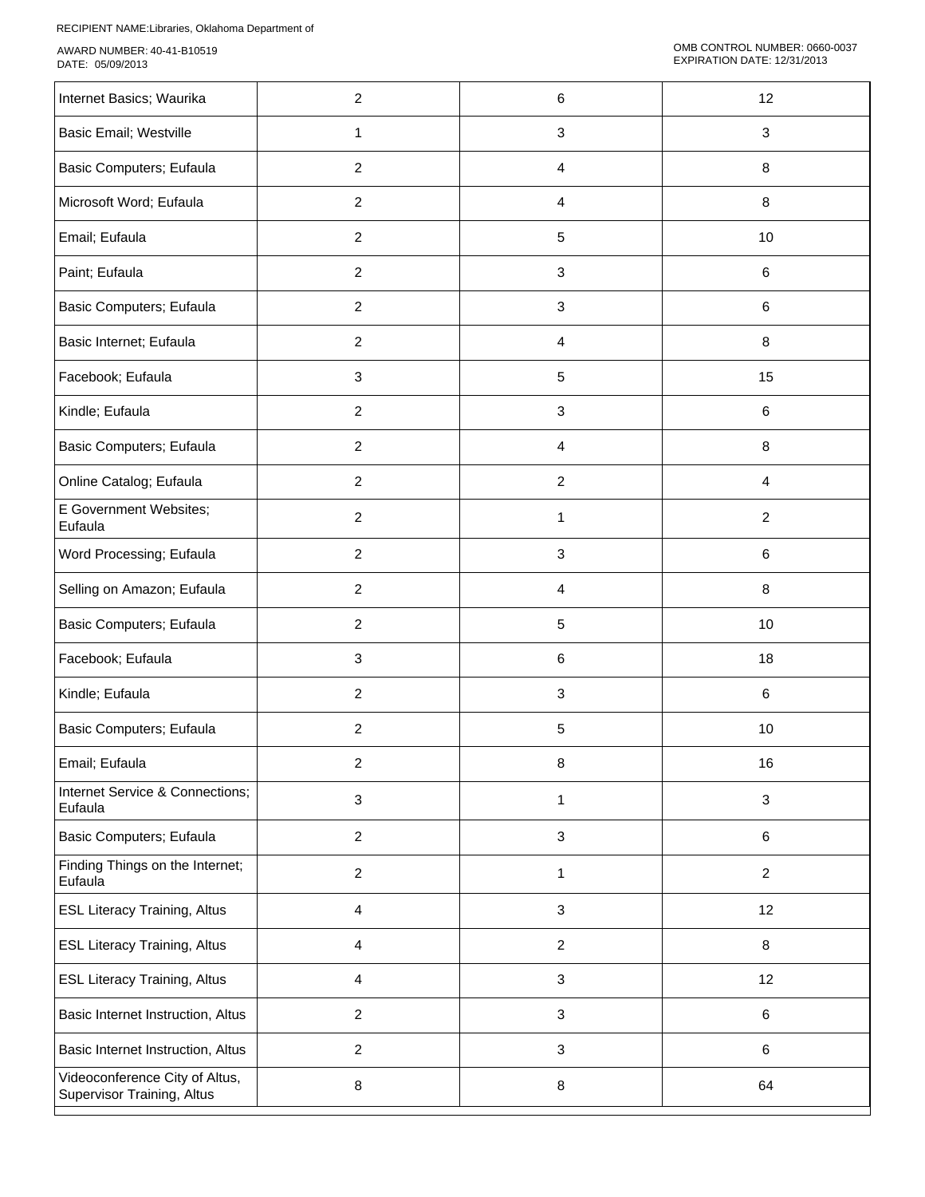| | | | |
|---|---|---|---|
| Internet Basics; Waurika | 2 | 6 | 12 |
| Basic Email; Westville | 1 | 3 | 3 |
| Basic Computers; Eufaula | 2 | 4 | 8 |
| Microsoft Word; Eufaula | 2 | 4 | 8 |
| Email; Eufaula | 2 | 5 | 10 |
| Paint; Eufaula | 2 | 3 | 6 |
| Basic Computers; Eufaula | 2 | 3 | 6 |
| Basic Internet; Eufaula | 2 | 4 | 8 |
| Facebook; Eufaula | 3 | 5 | 15 |
| Kindle; Eufaula | 2 | 3 | 6 |
| Basic Computers; Eufaula | 2 | 4 | 8 |
| Online Catalog; Eufaula | 2 | 2 | 4 |
| E Government Websites; Eufaula | 2 | 1 | 2 |
| Word Processing; Eufaula | 2 | 3 | 6 |
| Selling on Amazon; Eufaula | 2 | 4 | 8 |
| Basic Computers; Eufaula | 2 | 5 | 10 |
| Facebook; Eufaula | 3 | 6 | 18 |
| Kindle; Eufaula | 2 | 3 | 6 |
| Basic Computers; Eufaula | 2 | 5 | 10 |
| Email; Eufaula | 2 | 8 | 16 |
| Internet Service & Connections; Eufaula | 3 | 1 | 3 |
| Basic Computers; Eufaula | 2 | 3 | 6 |
| Finding Things on the Internet; Eufaula | 2 | 1 | 2 |
| ESL Literacy Training, Altus | 4 | 3 | 12 |
| ESL Literacy Training, Altus | 4 | 2 | 8 |
| ESL Literacy Training, Altus | 4 | 3 | 12 |
| Basic Internet Instruction, Altus | 2 | 3 | 6 |
| Basic Internet Instruction, Altus | 2 | 3 | 6 |
| Videoconference City of Altus, Supervisor Training, Altus | 8 | 8 | 64 |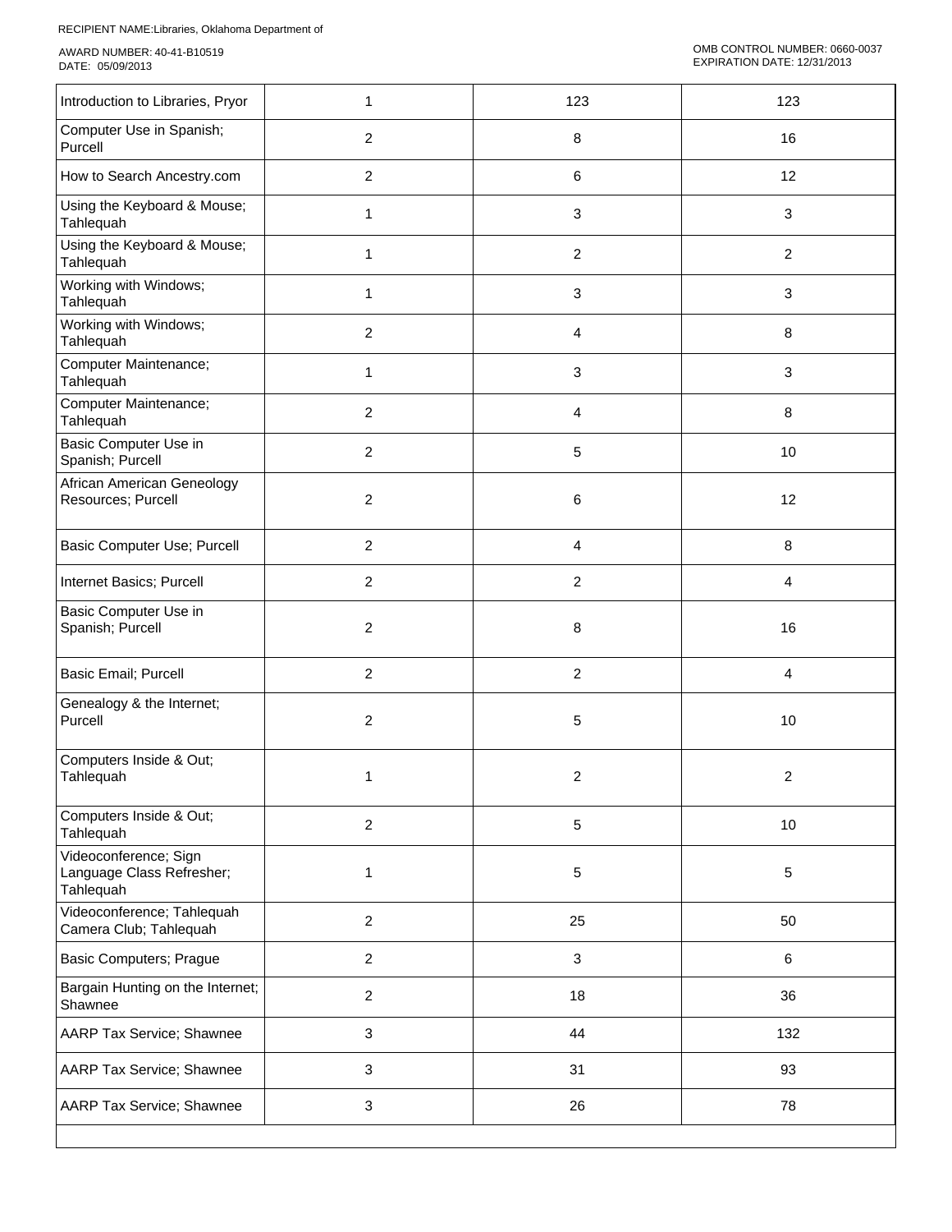RECIPIENT NAME:Libraries, Oklahoma Department of

AWARD NUMBER: 40-41-B10519
DATE: 05/09/2013

OMB CONTROL NUMBER: 0660-0037
EXPIRATION DATE: 12/31/2013

| | | | |
|---|---|---|---|
| Introduction to Libraries, Pryor | 1 | 123 | 123 |
| Computer Use in Spanish; Purcell | 2 | 8 | 16 |
| How to Search Ancestry.com | 2 | 6 | 12 |
| Using the Keyboard & Mouse; Tahlequah | 1 | 3 | 3 |
| Using the Keyboard & Mouse; Tahlequah | 1 | 2 | 2 |
| Working with Windows; Tahlequah | 1 | 3 | 3 |
| Working with Windows; Tahlequah | 2 | 4 | 8 |
| Computer Maintenance; Tahlequah | 1 | 3 | 3 |
| Computer Maintenance; Tahlequah | 2 | 4 | 8 |
| Basic Computer Use in Spanish; Purcell | 2 | 5 | 10 |
| African American Geneology Resources; Purcell | 2 | 6 | 12 |
| Basic Computer Use; Purcell | 2 | 4 | 8 |
| Internet Basics; Purcell | 2 | 2 | 4 |
| Basic Computer Use in Spanish; Purcell | 2 | 8 | 16 |
| Basic Email; Purcell | 2 | 2 | 4 |
| Genealogy & the Internet; Purcell | 2 | 5 | 10 |
| Computers Inside & Out; Tahlequah | 1 | 2 | 2 |
| Computers Inside & Out; Tahlequah | 2 | 5 | 10 |
| Videoconference; Sign Language Class Refresher; Tahlequah | 1 | 5 | 5 |
| Videoconference; Tahlequah Camera Club; Tahlequah | 2 | 25 | 50 |
| Basic Computers; Prague | 2 | 3 | 6 |
| Bargain Hunting on the Internet; Shawnee | 2 | 18 | 36 |
| AARP Tax Service; Shawnee | 3 | 44 | 132 |
| AARP Tax Service; Shawnee | 3 | 31 | 93 |
| AARP Tax Service; Shawnee | 3 | 26 | 78 |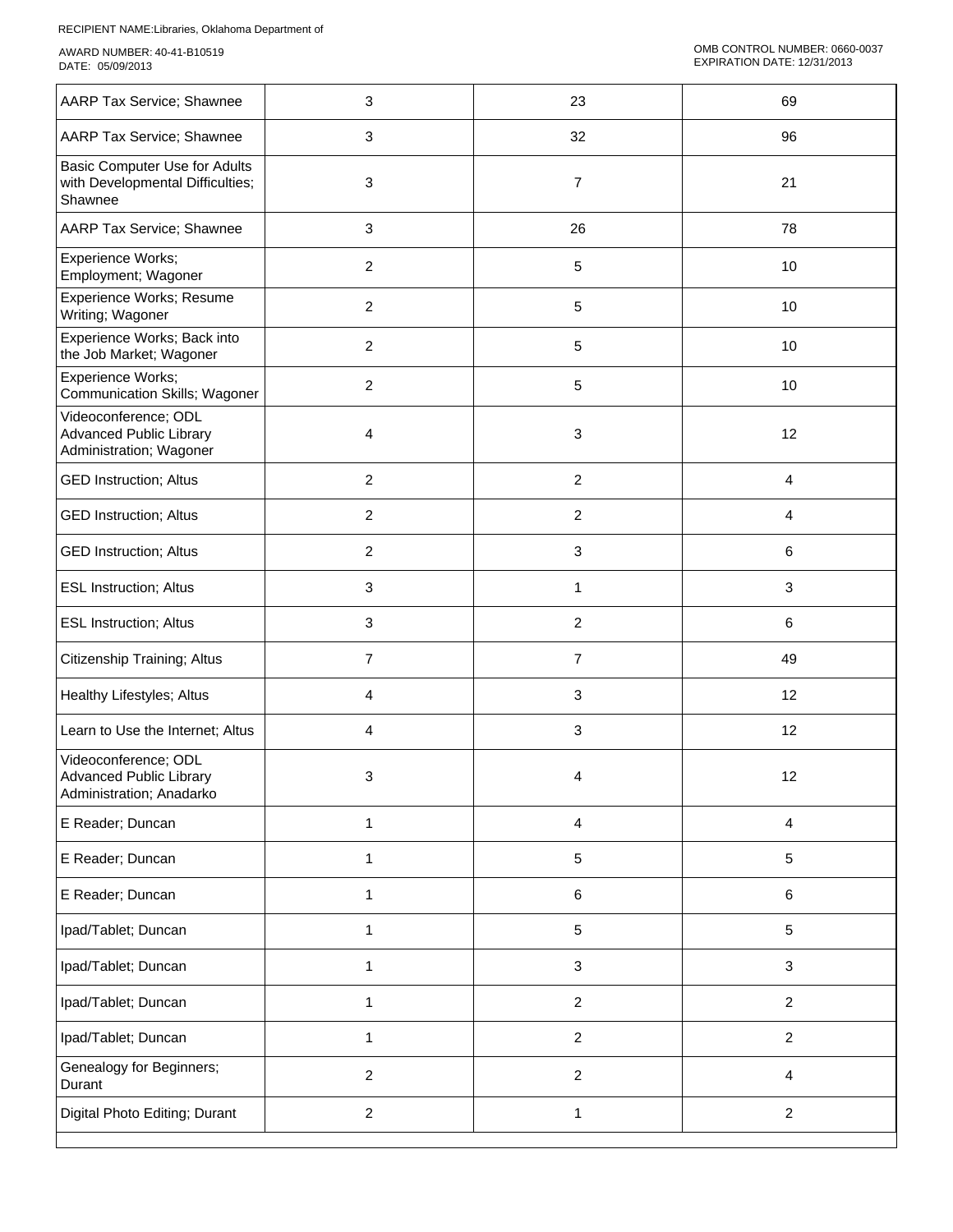RECIPIENT NAME:Libraries, Oklahoma Department of

AWARD NUMBER: 40-41-B10519
DATE: 05/09/2013

OMB CONTROL NUMBER: 0660-0037
EXPIRATION DATE: 12/31/2013

| | | | |
|---|---|---|---|
| AARP Tax Service; Shawnee | 3 | 23 | 69 |
| AARP Tax Service; Shawnee | 3 | 32 | 96 |
| Basic Computer Use for Adults with Developmental Difficulties; Shawnee | 3 | 7 | 21 |
| AARP Tax Service; Shawnee | 3 | 26 | 78 |
| Experience Works; Employment; Wagoner | 2 | 5 | 10 |
| Experience Works; Resume Writing; Wagoner | 2 | 5 | 10 |
| Experience Works; Back into the Job Market; Wagoner | 2 | 5 | 10 |
| Experience Works; Communication Skills; Wagoner | 2 | 5 | 10 |
| Videoconference; ODL Advanced Public Library Administration; Wagoner | 4 | 3 | 12 |
| GED Instruction; Altus | 2 | 2 | 4 |
| GED Instruction; Altus | 2 | 2 | 4 |
| GED Instruction; Altus | 2 | 3 | 6 |
| ESL Instruction; Altus | 3 | 1 | 3 |
| ESL Instruction; Altus | 3 | 2 | 6 |
| Citizenship Training; Altus | 7 | 7 | 49 |
| Healthy Lifestyles; Altus | 4 | 3 | 12 |
| Learn to Use the Internet; Altus | 4 | 3 | 12 |
| Videoconference; ODL Advanced Public Library Administration; Anadarko | 3 | 4 | 12 |
| E Reader; Duncan | 1 | 4 | 4 |
| E Reader; Duncan | 1 | 5 | 5 |
| E Reader; Duncan | 1 | 6 | 6 |
| Ipad/Tablet; Duncan | 1 | 5 | 5 |
| Ipad/Tablet; Duncan | 1 | 3 | 3 |
| Ipad/Tablet; Duncan | 1 | 2 | 2 |
| Ipad/Tablet; Duncan | 1 | 2 | 2 |
| Genealogy for Beginners; Durant | 2 | 2 | 4 |
| Digital Photo Editing; Durant | 2 | 1 | 2 |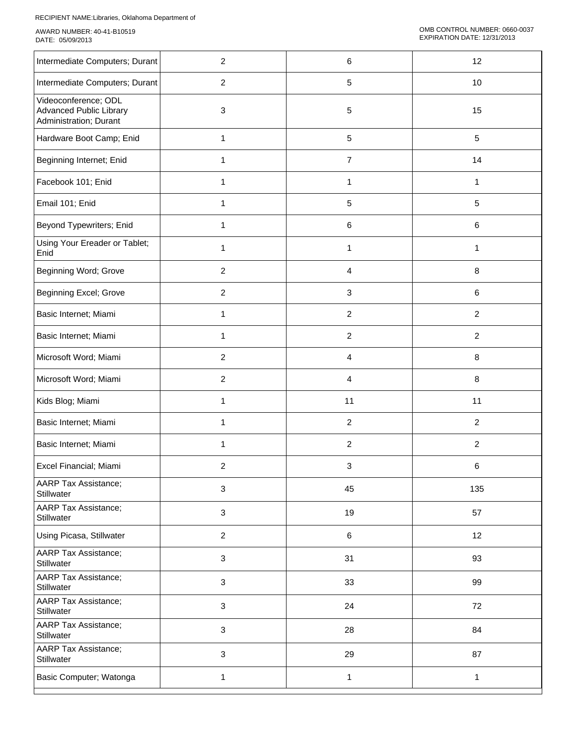RECIPIENT NAME:Libraries, Oklahoma Department of

AWARD NUMBER: 40-41-B10519
DATE: 05/09/2013

OMB CONTROL NUMBER: 0660-0037
EXPIRATION DATE: 12/31/2013

| | | | |
|---|---|---|---|
| Intermediate Computers; Durant | 2 | 6 | 12 |
| Intermediate Computers; Durant | 2 | 5 | 10 |
| Videoconference; ODL Advanced Public Library Administration; Durant | 3 | 5 | 15 |
| Hardware Boot Camp; Enid | 1 | 5 | 5 |
| Beginning Internet; Enid | 1 | 7 | 14 |
| Facebook 101; Enid | 1 | 1 | 1 |
| Email 101; Enid | 1 | 5 | 5 |
| Beyond Typewriters; Enid | 1 | 6 | 6 |
| Using Your Ereader or Tablet; Enid | 1 | 1 | 1 |
| Beginning Word; Grove | 2 | 4 | 8 |
| Beginning Excel; Grove | 2 | 3 | 6 |
| Basic Internet; Miami | 1 | 2 | 2 |
| Basic Internet; Miami | 1 | 2 | 2 |
| Microsoft Word; Miami | 2 | 4 | 8 |
| Microsoft Word; Miami | 2 | 4 | 8 |
| Kids Blog; Miami | 1 | 11 | 11 |
| Basic Internet; Miami | 1 | 2 | 2 |
| Basic Internet; Miami | 1 | 2 | 2 |
| Excel Financial; Miami | 2 | 3 | 6 |
| AARP Tax Assistance; Stillwater | 3 | 45 | 135 |
| AARP Tax Assistance; Stillwater | 3 | 19 | 57 |
| Using Picasa, Stillwater | 2 | 6 | 12 |
| AARP Tax Assistance; Stillwater | 3 | 31 | 93 |
| AARP Tax Assistance; Stillwater | 3 | 33 | 99 |
| AARP Tax Assistance; Stillwater | 3 | 24 | 72 |
| AARP Tax Assistance; Stillwater | 3 | 28 | 84 |
| AARP Tax Assistance; Stillwater | 3 | 29 | 87 |
| Basic Computer; Watonga | 1 | 1 | 1 |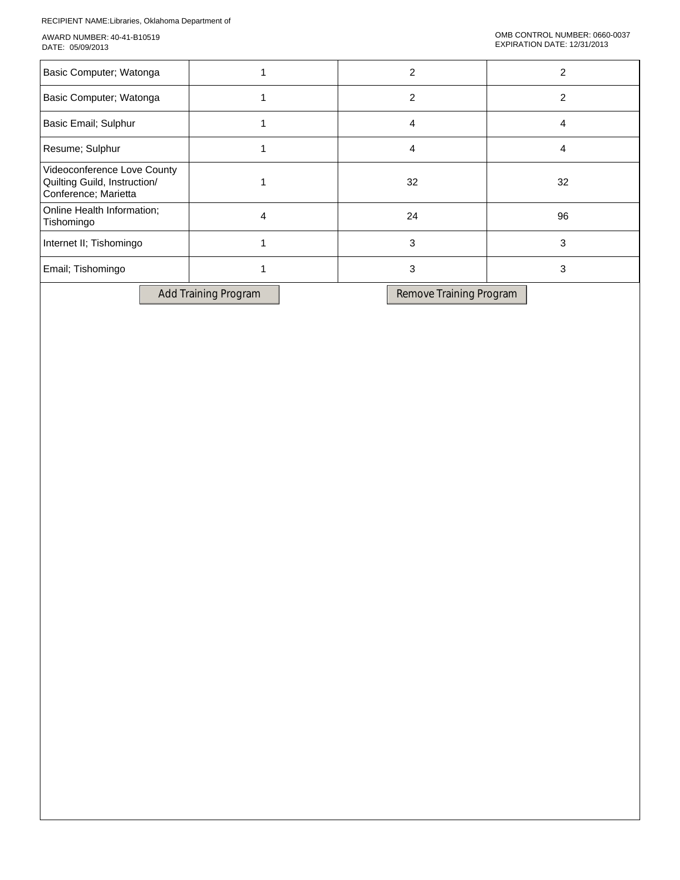RECIPIENT NAME:Libraries, Oklahoma Department of

AWARD NUMBER: 40-41-B10519
DATE: 05/09/2013

OMB CONTROL NUMBER: 0660-0037
EXPIRATION DATE: 12/31/2013

| | | | |
|---|---|---|---|
| Basic Computer; Watonga | 1 | 2 | 2 |
| Basic Computer; Watonga | 1 | 2 | 2 |
| Basic Email; Sulphur | 1 | 4 | 4 |
| Resume; Sulphur | 1 | 4 | 4 |
| Videoconference Love County Quilting Guild, Instruction/ Conference; Marietta | 1 | 32 | 32 |
| Online Health Information; Tishomingo | 4 | 24 | 96 |
| Internet II; Tishomingo | 1 | 3 | 3 |
| Email; Tishomingo | 1 | 3 | 3 |

Add Training Program    Remove Training Program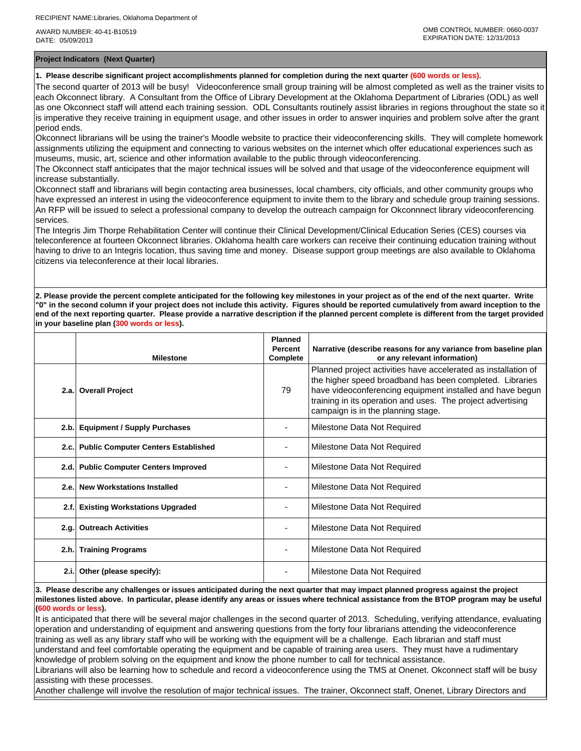RECIPIENT NAME:Libraries, Oklahoma Department of

AWARD NUMBER: 40-41-B10519
DATE: 05/09/2013

OMB CONTROL NUMBER: 0660-0037
EXPIRATION DATE: 12/31/2013

**Project Indicators (Next Quarter)**

**1. Please describe significant project accomplishments planned for completion during the next quarter (600 words or less).**

The second quarter of 2013 will be busy! Videoconference small group training will be almost completed as well as the trainer visits to each Okconnect library. A Consultant from the Office of Library Development at the Oklahoma Department of Libraries (ODL) as well as one Okconnect staff will attend each training session. ODL Consultants routinely assist libraries in regions throughout the state so it is imperative they receive training in equipment usage, and other issues in order to answer inquiries and problem solve after the grant period ends.

Okconnect librarians will be using the trainer's Moodle website to practice their videoconferencing skills. They will complete homework assignments utilizing the equipment and connecting to various websites on the internet which offer educational experiences such as museums, music, art, science and other information available to the public through videoconferencing.

The Okconnect staff anticipates that the major technical issues will be solved and that usage of the videoconference equipment will increase substantially.

Okconnect staff and librarians will begin contacting area businesses, local chambers, city officials, and other community groups who have expressed an interest in using the videoconference equipment to invite them to the library and schedule group training sessions. An RFP will be issued to select a professional company to develop the outreach campaign for Okconnnect library videoconferencing services.

The Integris Jim Thorpe Rehabilitation Center will continue their Clinical Development/Clinical Education Series (CES) courses via teleconference at fourteen Okconnect libraries. Oklahoma health care workers can receive their continuing education training without having to drive to an Integris location, thus saving time and money. Disease support group meetings are also available to Oklahoma citizens via teleconference at their local libraries.

**2. Please provide the percent complete anticipated for the following key milestones in your project as of the end of the next quarter. Write "0" in the second column if your project does not include this activity. Figures should be reported cumulatively from award inception to the end of the next reporting quarter. Please provide a narrative description if the planned percent complete is different from the target provided in your baseline plan (300 words or less).**

| | Milestone | Planned Percent Complete | Narrative (describe reasons for any variance from baseline plan or any relevant information) |
|---|---|---|---|
| 2.a. | Overall Project | 79 | Planned project activities have accelerated as installation of the higher speed broadband has been completed. Libraries have videoconferencing equipment installed and have begun training in its operation and uses. The project advertising campaign is in the planning stage. |
| 2.b. | Equipment / Supply Purchases | - | Milestone Data Not Required |
| 2.c. | Public Computer Centers Established | - | Milestone Data Not Required |
| 2.d. | Public Computer Centers Improved | - | Milestone Data Not Required |
| 2.e. | New Workstations Installed | - | Milestone Data Not Required |
| 2.f. | Existing Workstations Upgraded | - | Milestone Data Not Required |
| 2.g. | Outreach Activities | - | Milestone Data Not Required |
| 2.h. | Training Programs | - | Milestone Data Not Required |
| 2.i. | Other (please specify): | - | Milestone Data Not Required |

**3. Please describe any challenges or issues anticipated during the next quarter that may impact planned progress against the project milestones listed above. In particular, please identify any areas or issues where technical assistance from the BTOP program may be useful (600 words or less).**

It is anticipated that there will be several major challenges in the second quarter of 2013. Scheduling, verifying attendance, evaluating operation and understanding of equipment and answering questions from the forty four librarians attending the videoconference training as well as any library staff who will be working with the equipment will be a challenge. Each librarian and staff must understand and feel comfortable operating the equipment and be capable of training area users. They must have a rudimentary knowledge of problem solving on the equipment and know the phone number to call for technical assistance.

Librarians will also be learning how to schedule and record a videoconference using the TMS at Onenet. Okconnect staff will be busy assisting with these processes.

Another challenge will involve the resolution of major technical issues. The trainer, Okconnect staff, Onenet, Library Directors and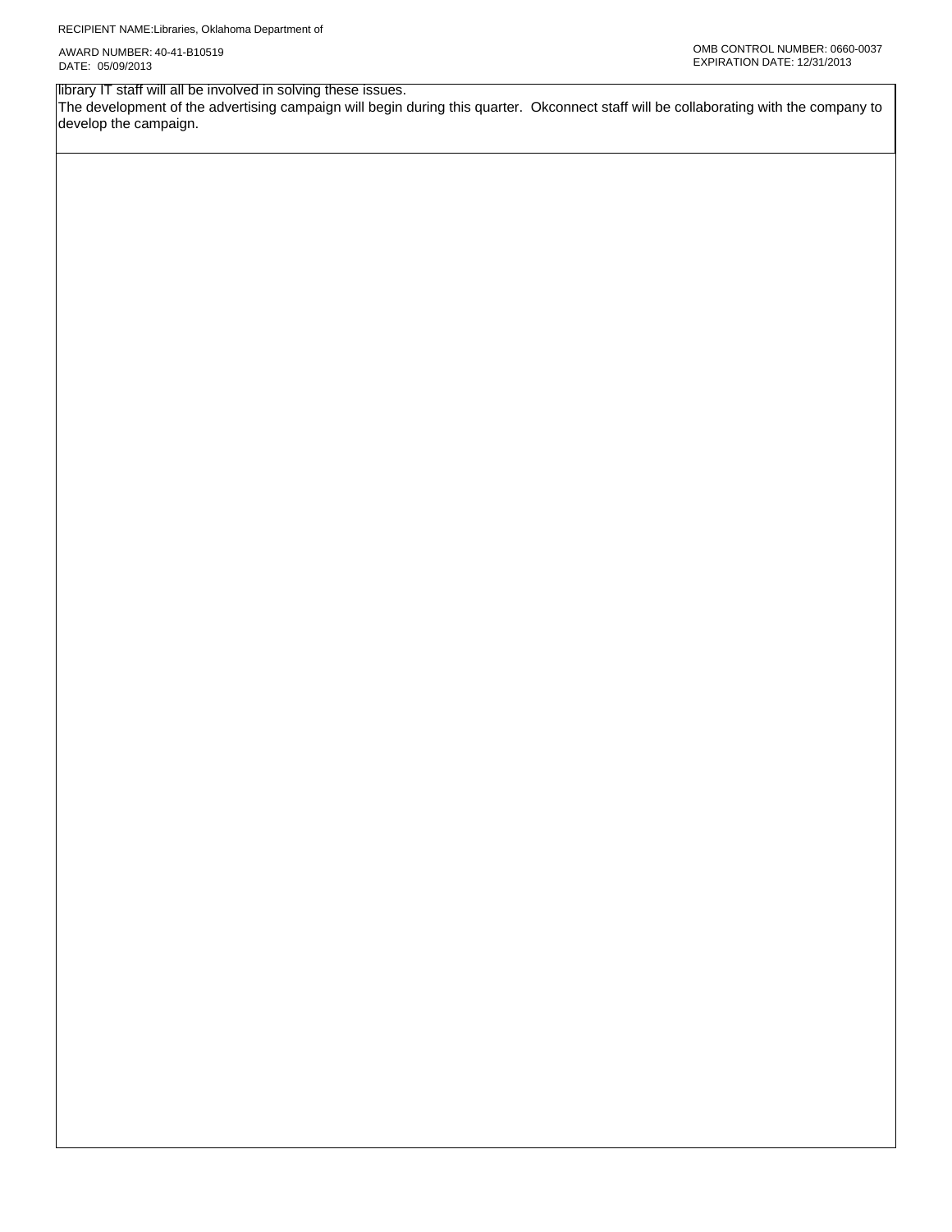library IT staff will all be involved in solving these issues.
The development of the advertising campaign will begin during this quarter. Okconnect staff will be collaborating with the company to develop the campaign.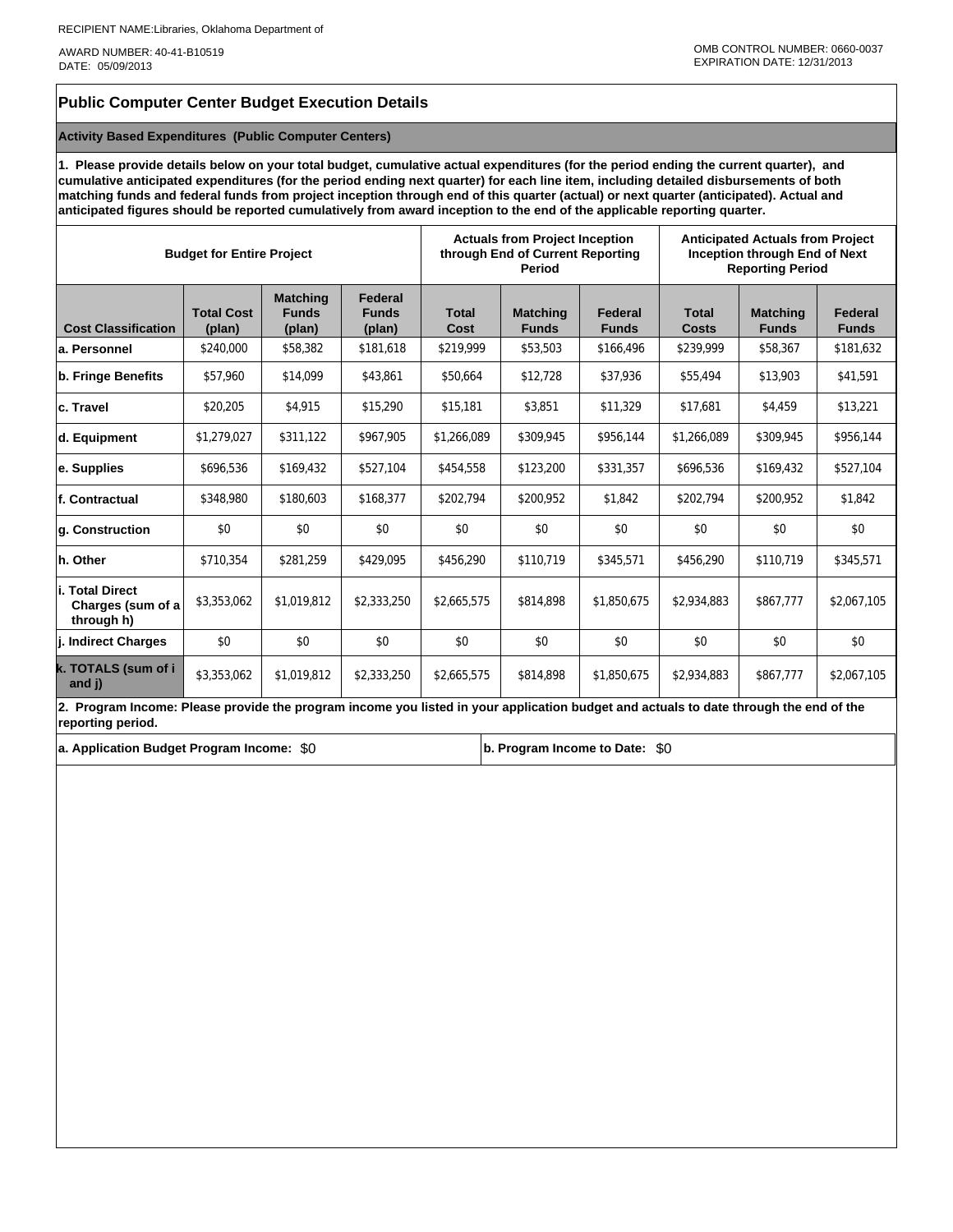RECIPIENT NAME:Libraries, Oklahoma Department of

AWARD NUMBER: 40-41-B10519
DATE: 05/09/2013

OMB CONTROL NUMBER: 0660-0037
EXPIRATION DATE: 12/31/2013

## Public Computer Center Budget Execution Details

### Activity Based Expenditures (Public Computer Centers)

**1. Please provide details below on your total budget, cumulative actual expenditures (for the period ending the current quarter), and cumulative anticipated expenditures (for the period ending next quarter) for each line item, including detailed disbursements of both matching funds and federal funds from project inception through end of this quarter (actual) or next quarter (anticipated). Actual and anticipated figures should be reported cumulatively from award inception to the end of the applicable reporting quarter.**

| Budget for Entire Project | | | | Actuals from Project Inception through End of Current Reporting Period | | | Anticipated Actuals from Project Inception through End of Next Reporting Period | | |
|---|---|---|---|---|---|---|---|---|---|
| Cost Classification | Total Cost (plan) | Matching Funds (plan) | Federal Funds (plan) | Total Cost | Matching Funds | Federal Funds | Total Costs | Matching Funds | Federal Funds |
| a. Personnel | $240,000 | $58,382 | $181,618 | $219,999 | $53,503 | $166,496 | $239,999 | $58,367 | $181,632 |
| b. Fringe Benefits | $57,960 | $14,099 | $43,861 | $50,664 | $12,728 | $37,936 | $55,494 | $13,903 | $41,591 |
| c. Travel | $20,205 | $4,915 | $15,290 | $15,181 | $3,851 | $11,329 | $17,681 | $4,459 | $13,221 |
| d. Equipment | $1,279,027 | $311,122 | $967,905 | $1,266,089 | $309,945 | $956,144 | $1,266,089 | $309,945 | $956,144 |
| e. Supplies | $696,536 | $169,432 | $527,104 | $454,558 | $123,200 | $331,357 | $696,536 | $169,432 | $527,104 |
| f. Contractual | $348,980 | $180,603 | $168,377 | $202,794 | $200,952 | $1,842 | $202,794 | $200,952 | $1,842 |
| g. Construction | $0 | $0 | $0 | $0 | $0 | $0 | $0 | $0 | $0 |
| h. Other | $710,354 | $281,259 | $429,095 | $456,290 | $110,719 | $345,571 | $456,290 | $110,719 | $345,571 |
| i. Total Direct Charges (sum of a through h) | $3,353,062 | $1,019,812 | $2,333,250 | $2,665,575 | $814,898 | $1,850,675 | $2,934,883 | $867,777 | $2,067,105 |
| j. Indirect Charges | $0 | $0 | $0 | $0 | $0 | $0 | $0 | $0 | $0 |
| k. TOTALS (sum of i and j) | $3,353,062 | $1,019,812 | $2,333,250 | $2,665,575 | $814,898 | $1,850,675 | $2,934,883 | $867,777 | $2,067,105 |

**2. Program Income: Please provide the program income you listed in your application budget and actuals to date through the end of the reporting period.**

**a. Application Budget Program Income:** $0

**b. Program Income to Date:** $0